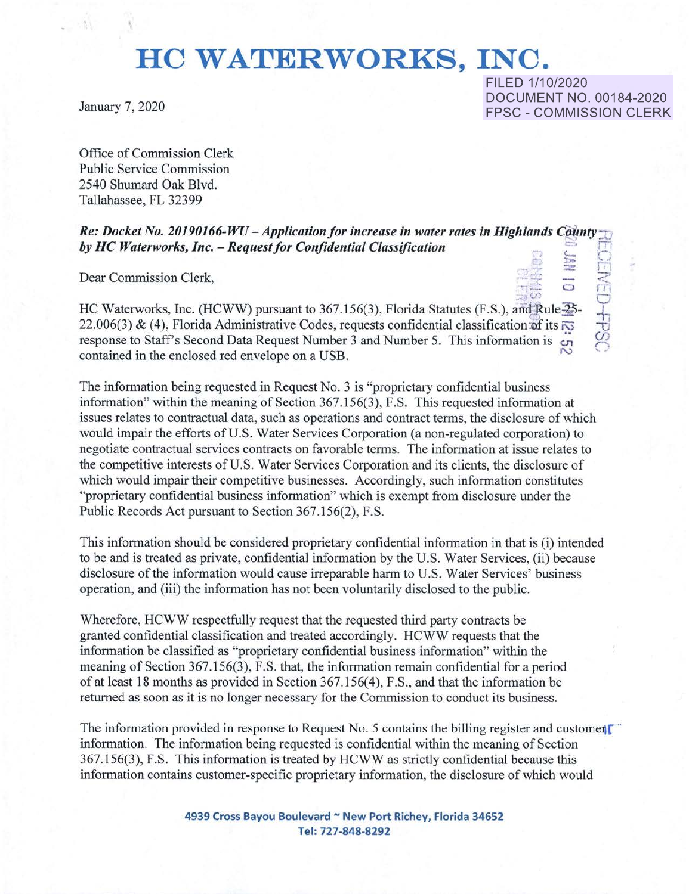# HC WATERWORKS, INC.

FILED 1/10/2020
DOCUMENT NO. 00184-2020
FPSC - COMMISSION CLERK

January 7, 2020

Office of Commission Clerk
Public Service Commission
2540 Shumard Oak Blvd.
Tallahassee, FL 32399

***Re: Docket No. 20190166-WU – Application for increase in water rates in Highlands County by HC Waterworks, Inc. – Request for Confidential Classification***

Dear Commission Clerk,

HC Waterworks, Inc. (HCWW) pursuant to 367.156(3), Florida Statutes (F.S.), and Rule 25-22.006(3) & (4), Florida Administrative Codes, requests confidential classification of its response to Staff's Second Data Request Number 3 and Number 5. This information is contained in the enclosed red envelope on a USB.

The information being requested in Request No. 3 is "proprietary confidential business information" within the meaning of Section 367.156(3), F.S. This requested information at issues relates to contractual data, such as operations and contract terms, the disclosure of which would impair the efforts of U.S. Water Services Corporation (a non-regulated corporation) to negotiate contractual services contracts on favorable terms. The information at issue relates to the competitive interests of U.S. Water Services Corporation and its clients, the disclosure of which would impair their competitive businesses. Accordingly, such information constitutes "proprietary confidential business information" which is exempt from disclosure under the Public Records Act pursuant to Section 367.156(2), F.S.

This information should be considered proprietary confidential information in that is (i) intended to be and is treated as private, confidential information by the U.S. Water Services, (ii) because disclosure of the information would cause irreparable harm to U.S. Water Services' business operation, and (iii) the information has not been voluntarily disclosed to the public.

Wherefore, HCWW respectfully request that the requested third party contracts be granted confidential classification and treated accordingly. HCWW requests that the information be classified as "proprietary confidential business information" within the meaning of Section 367.156(3), F.S. that, the information remain confidential for a period of at least 18 months as provided in Section 367.156(4), F.S., and that the information be returned as soon as it is no longer necessary for the Commission to conduct its business.

The information provided in response to Request No. 5 contains the billing register and customer information. The information being requested is confidential within the meaning of Section 367.156(3), F.S. This information is treated by HCWW as strictly confidential because this information contains customer-specific proprietary information, the disclosure of which would

**4939 Cross Bayou Boulevard ~ New Port Richey, Florida 34652**
**Tel: 727-848-8292**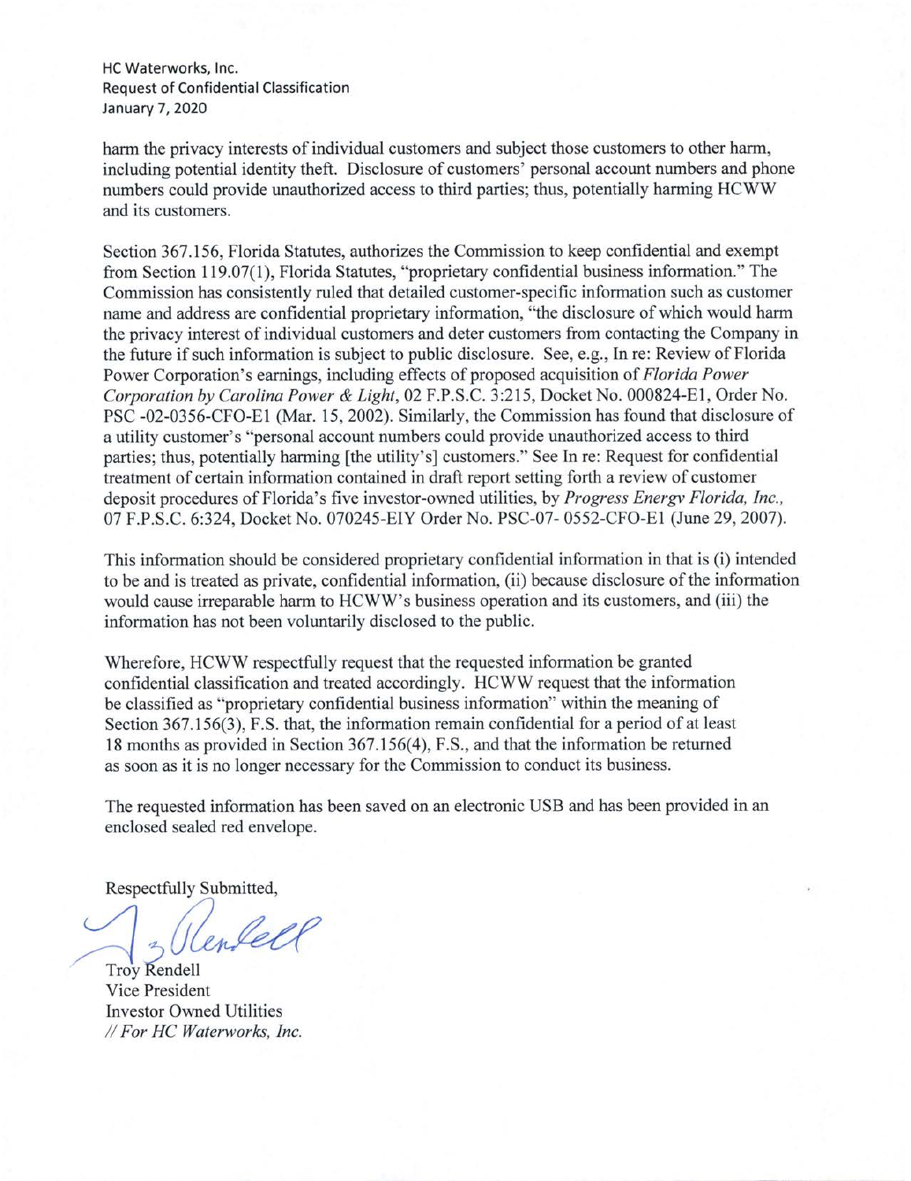harm the privacy interests of individual customers and subject those customers to other harm, including potential identity theft. Disclosure of customers' personal account numbers and phone numbers could provide unauthorized access to third parties; thus, potentially harming HCWW and its customers.

Section 367.156, Florida Statutes, authorizes the Commission to keep confidential and exempt from Section 119.07(1), Florida Statutes, "proprietary confidential business information." The Commission has consistently ruled that detailed customer-specific information such as customer name and address are confidential proprietary information, "the disclosure of which would harm the privacy interest of individual customers and deter customers from contacting the Company in the future if such information is subject to public disclosure. See, e.g., In re: Review of Florida Power Corporation's earnings, including effects of proposed acquisition of *Florida Power Corporation by Carolina Power & Light*, 02 F.P.S.C. 3:215, Docket No. 000824-E1, Order No. PSC -02-0356-CFO-E1 (Mar. 15, 2002). Similarly, the Commission has found that disclosure of a utility customer's "personal account numbers could provide unauthorized access to third parties; thus, potentially harming [the utility's] customers." See In re: Request for confidential treatment of certain information contained in draft report setting forth a review of customer deposit procedures of Florida's five investor-owned utilities, by *Progress Energy Florida, Inc.*, 07 F.P.S.C. 6:324, Docket No. 070245-EIY Order No. PSC-07- 0552-CFO-E1 (June 29, 2007).

This information should be considered proprietary confidential information in that is (i) intended to be and is treated as private, confidential information, (ii) because disclosure of the information would cause irreparable harm to HCWW's business operation and its customers, and (iii) the information has not been voluntarily disclosed to the public.

Wherefore, HCWW respectfully request that the requested information be granted confidential classification and treated accordingly. HCWW request that the information be classified as "proprietary confidential business information" within the meaning of Section 367.156(3), F.S. that, the information remain confidential for a period of at least 18 months as provided in Section 367.156(4), F.S., and that the information be returned as soon as it is no longer necessary for the Commission to conduct its business.

The requested information has been saved on an electronic USB and has been provided in an enclosed sealed red envelope.

Respectfully Submitted,

Troy Rendell
Vice President
Investor Owned Utilities
*// For HC Waterworks, Inc.*